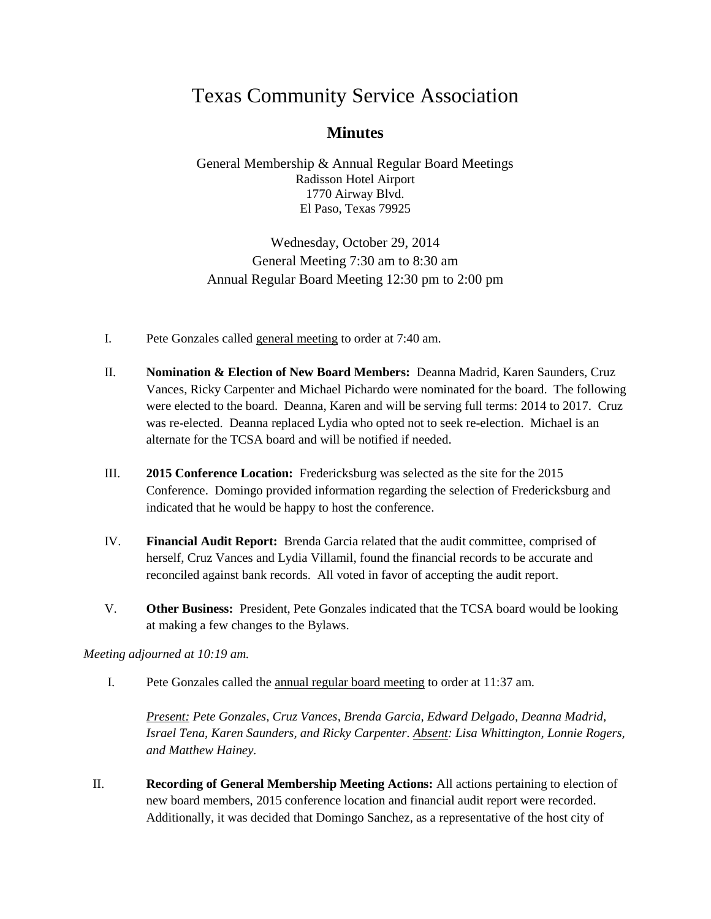# Texas Community Service Association

## Minutes

General Membership & Annual Regular Board Meetings
Radisson Hotel Airport
1770 Airway Blvd.
El Paso, Texas 79925

Wednesday, October 29, 2014
General Meeting 7:30 am to 8:30 am
Annual Regular Board Meeting 12:30 pm to 2:00 pm

I. Pete Gonzales called <u>general meeting</u> to order at 7:40 am.

II. **Nomination & Election of New Board Members:** Deanna Madrid, Karen Saunders, Cruz Vances, Ricky Carpenter and Michael Pichardo were nominated for the board. The following were elected to the board. Deanna, Karen and will be serving full terms: 2014 to 2017. Cruz was re-elected. Deanna replaced Lydia who opted not to seek re-election. Michael is an alternate for the TCSA board and will be notified if needed.

III. **2015 Conference Location:** Fredericksburg was selected as the site for the 2015 Conference. Domingo provided information regarding the selection of Fredericksburg and indicated that he would be happy to host the conference.

IV. **Financial Audit Report:** Brenda Garcia related that the audit committee, comprised of herself, Cruz Vances and Lydia Villamil, found the financial records to be accurate and reconciled against bank records. All voted in favor of accepting the audit report.

V. **Other Business:** President, Pete Gonzales indicated that the TCSA board would be looking at making a few changes to the Bylaws.

*Meeting adjourned at 10:19 am.*

I. Pete Gonzales called the <u>annual regular board meeting</u> to order at 11:37 am.

*<u>Present:</u> Pete Gonzales, Cruz Vances, Brenda Garcia, Edward Delgado, Deanna Madrid, Israel Tena, Karen Saunders, and Ricky Carpenter. <u>Absent</u>: Lisa Whittington, Lonnie Rogers, and Matthew Hainey.*

II. **Recording of General Membership Meeting Actions:** All actions pertaining to election of new board members, 2015 conference location and financial audit report were recorded. Additionally, it was decided that Domingo Sanchez, as a representative of the host city of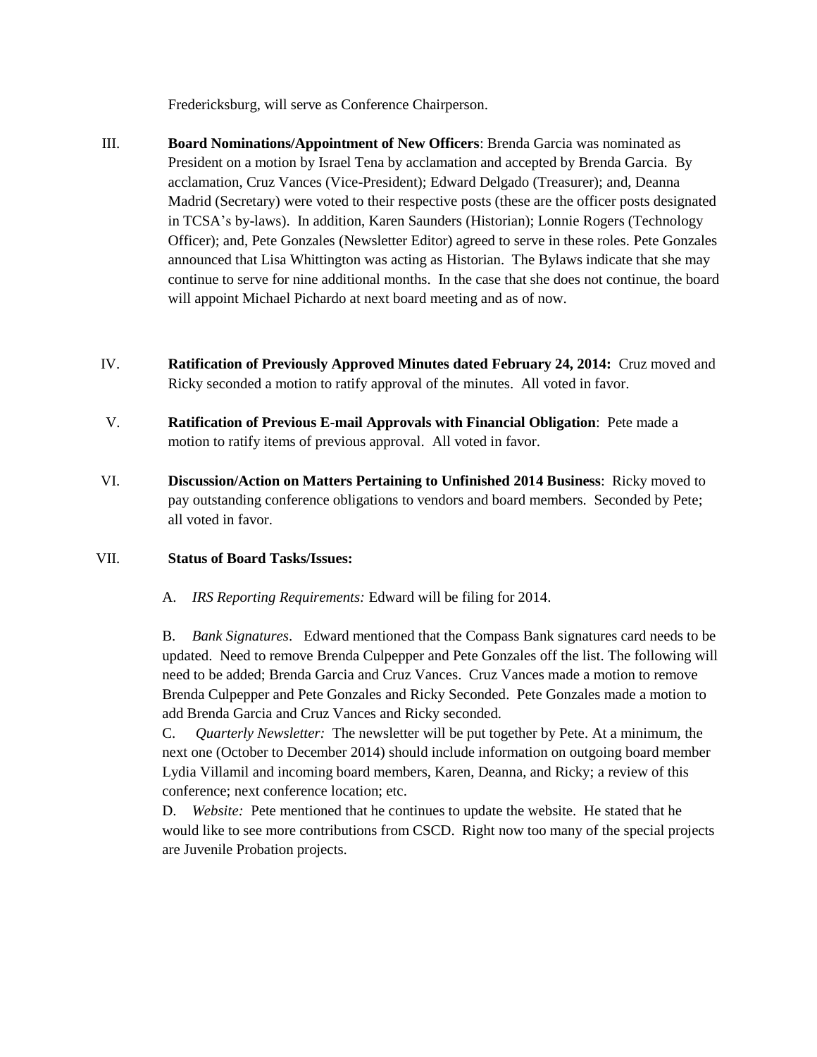Fredericksburg, will serve as Conference Chairperson.

III. **Board Nominations/Appointment of New Officers**: Brenda Garcia was nominated as President on a motion by Israel Tena by acclamation and accepted by Brenda Garcia. By acclamation, Cruz Vances (Vice-President); Edward Delgado (Treasurer); and, Deanna Madrid (Secretary) were voted to their respective posts (these are the officer posts designated in TCSA's by-laws). In addition, Karen Saunders (Historian); Lonnie Rogers (Technology Officer); and, Pete Gonzales (Newsletter Editor) agreed to serve in these roles. Pete Gonzales announced that Lisa Whittington was acting as Historian. The Bylaws indicate that she may continue to serve for nine additional months. In the case that she does not continue, the board will appoint Michael Pichardo at next board meeting and as of now.

IV. **Ratification of Previously Approved Minutes dated February 24, 2014:** Cruz moved and Ricky seconded a motion to ratify approval of the minutes. All voted in favor.

V. **Ratification of Previous E-mail Approvals with Financial Obligation**: Pete made a motion to ratify items of previous approval. All voted in favor.

VI. **Discussion/Action on Matters Pertaining to Unfinished 2014 Business**: Ricky moved to pay outstanding conference obligations to vendors and board members. Seconded by Pete; all voted in favor.

VII. **Status of Board Tasks/Issues:**

A. *IRS Reporting Requirements:* Edward will be filing for 2014.

B. *Bank Signatures*. Edward mentioned that the Compass Bank signatures card needs to be updated. Need to remove Brenda Culpepper and Pete Gonzales off the list. The following will need to be added; Brenda Garcia and Cruz Vances. Cruz Vances made a motion to remove Brenda Culpepper and Pete Gonzales and Ricky Seconded. Pete Gonzales made a motion to add Brenda Garcia and Cruz Vances and Ricky seconded.

C. *Quarterly Newsletter:* The newsletter will be put together by Pete. At a minimum, the next one (October to December 2014) should include information on outgoing board member Lydia Villamil and incoming board members, Karen, Deanna, and Ricky; a review of this conference; next conference location; etc.

D. *Website:* Pete mentioned that he continues to update the website. He stated that he would like to see more contributions from CSCD. Right now too many of the special projects are Juvenile Probation projects.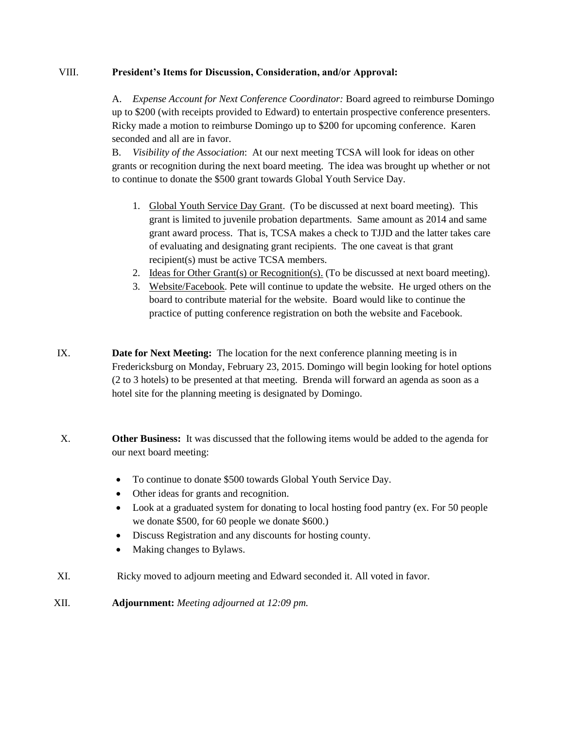VIII. **President's Items for Discussion, Consideration, and/or Approval:**

A. *Expense Account for Next Conference Coordinator:* Board agreed to reimburse Domingo up to $200 (with receipts provided to Edward) to entertain prospective conference presenters. Ricky made a motion to reimburse Domingo up to $200 for upcoming conference. Karen seconded and all are in favor.

B. *Visibility of the Association*: At our next meeting TCSA will look for ideas on other grants or recognition during the next board meeting. The idea was brought up whether or not to continue to donate the $500 grant towards Global Youth Service Day.

1. <u>Global Youth Service Day Grant</u>. (To be discussed at next board meeting). This grant is limited to juvenile probation departments. Same amount as 2014 and same grant award process. That is, TCSA makes a check to TJJD and the latter takes care of evaluating and designating grant recipients. The one caveat is that grant recipient(s) must be active TCSA members.
2. <u>Ideas for Other Grant(s) or Recognition(s).</u> (To be discussed at next board meeting).
3. <u>Website/Facebook</u>. Pete will continue to update the website. He urged others on the board to contribute material for the website. Board would like to continue the practice of putting conference registration on both the website and Facebook.

IX. **Date for Next Meeting:** The location for the next conference planning meeting is in Fredericksburg on Monday, February 23, 2015. Domingo will begin looking for hotel options (2 to 3 hotels) to be presented at that meeting. Brenda will forward an agenda as soon as a hotel site for the planning meeting is designated by Domingo.

X. **Other Business:** It was discussed that the following items would be added to the agenda for our next board meeting:

- To continue to donate $500 towards Global Youth Service Day.
- Other ideas for grants and recognition.
- Look at a graduated system for donating to local hosting food pantry (ex. For 50 people we donate $500, for 60 people we donate $600.)
- Discuss Registration and any discounts for hosting county.
- Making changes to Bylaws.

XI. Ricky moved to adjourn meeting and Edward seconded it. All voted in favor.

XII. **Adjournment:** *Meeting adjourned at 12:09 pm.*